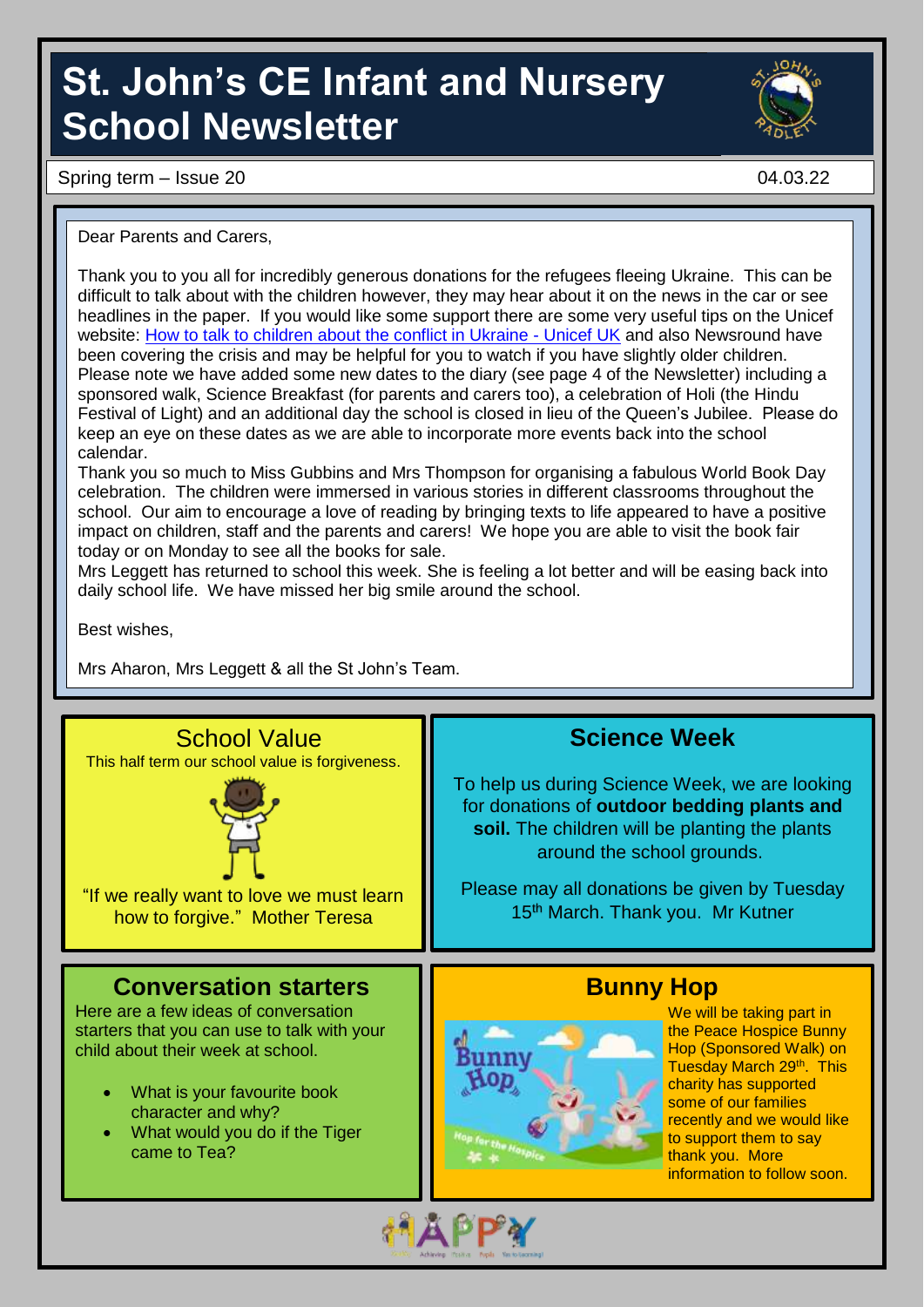# St. John's CE Infant and Nursery School Newsletter

Spring term – Issue 20 04.03.22

Dear Parents and Carers,

Thank you to you all for incredibly generous donations for the refugees fleeing Ukraine. This can be difficult to talk about with the children however, they may hear about it on the news in the car or see headlines in the paper. If you would like some support there are some very useful tips on the Unicef website: [How to talk to children about the conflict in Ukraine - Unicef UK] and also Newsround have been covering the crisis and may be helpful for you to watch if you have slightly older children.
Please note we have added some new dates to the diary (see page 4 of the Newsletter) including a sponsored walk, Science Breakfast (for parents and carers too), a celebration of Holi (the Hindu Festival of Light) and an additional day the school is closed in lieu of the Queen's Jubilee. Please do keep an eye on these dates as we are able to incorporate more events back into the school calendar.
Thank you so much to Miss Gubbins and Mrs Thompson for organising a fabulous World Book Day celebration. The children were immersed in various stories in different classrooms throughout the school. Our aim to encourage a love of reading by bringing texts to life appeared to have a positive impact on children, staff and the parents and carers! We hope you are able to visit the book fair today or on Monday to see all the books for sale.
Mrs Leggett has returned to school this week. She is feeling a lot better and will be easing back into daily school life. We have missed her big smile around the school.

Best wishes,

Mrs Aharon, Mrs Leggett & all the St John's Team.

## School Value

This half term our school value is forgiveness.

"If we really want to love we must learn how to forgive." Mother Teresa

## Science Week

To help us during Science Week, we are looking for donations of **outdoor bedding plants and soil.** The children will be planting the plants around the school grounds.

Please may all donations be given by Tuesday 15th March. Thank you. Mr Kutner

## Conversation starters

Here are a few ideas of conversation starters that you can use to talk with your child about their week at school.

- What is your favourite book character and why?
- What would you do if the Tiger came to Tea?

## Bunny Hop

We will be taking part in the Peace Hospice Bunny Hop (Sponsored Walk) on Tuesday March 29th. This charity has supported some of our families recently and we would like to support them to say thank you. More information to follow soon.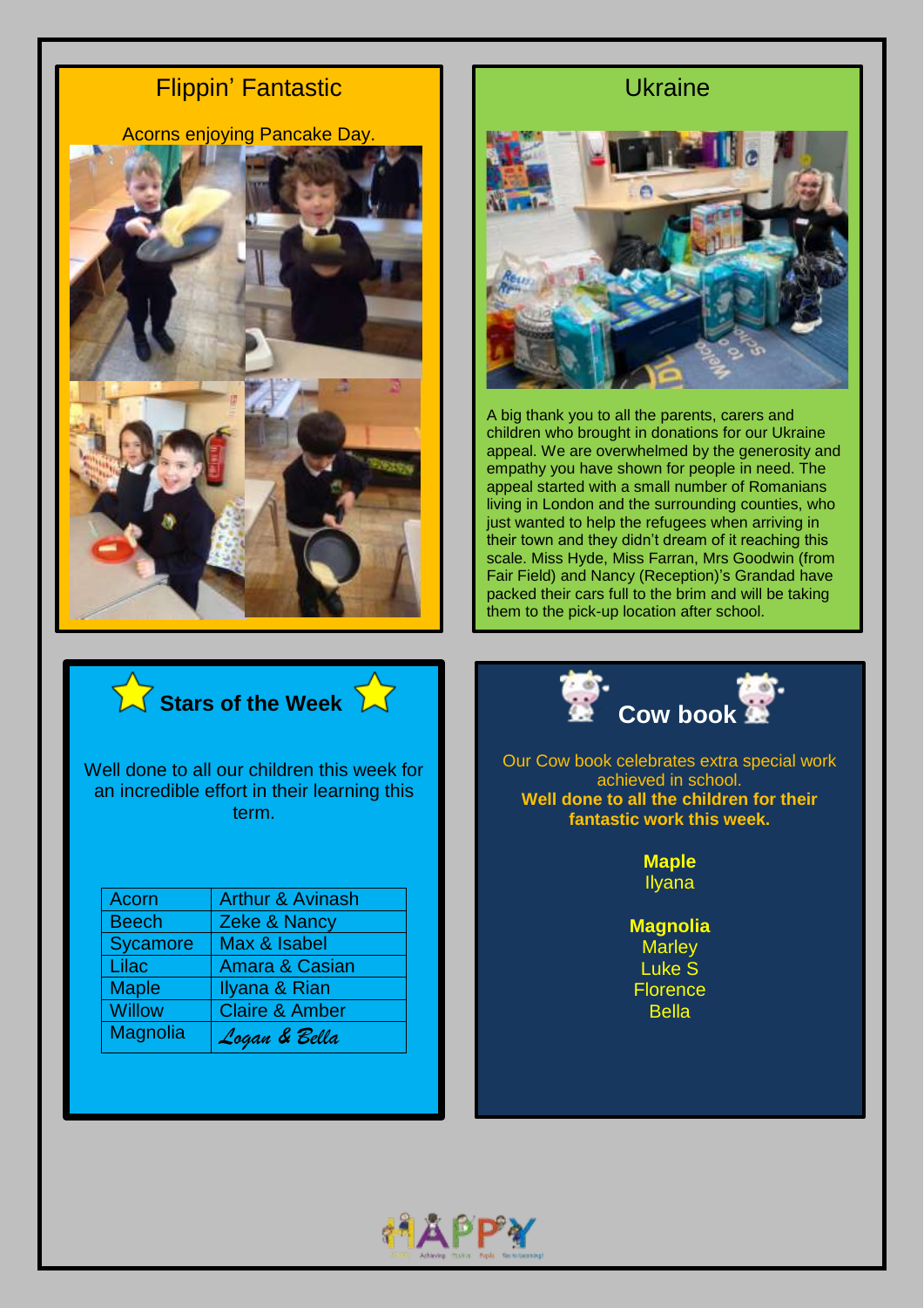## Flippin' Fantastic

Acorns enjoying Pancake Day.

## Ukraine

A big thank you to all the parents, carers and children who brought in donations for our Ukraine appeal. We are overwhelmed by the generosity and empathy you have shown for people in need. The appeal started with a small number of Romanians living in London and the surrounding counties, who just wanted to help the refugees when arriving in their town and they didn't dream of it reaching this scale. Miss Hyde, Miss Farran, Mrs Goodwin (from Fair Field) and Nancy (Reception)'s Grandad have packed their cars full to the brim and will be taking them to the pick-up location after school.

## Stars of the Week

Well done to all our children this week for an incredible effort in their learning this term.

| Acorn | Arthur & Avinash |
|---|---|
| Beech | Zeke & Nancy |
| Sycamore | Max & Isabel |
| Lilac | Amara & Casian |
| Maple | Ilyana & Rian |
| Willow | Claire & Amber |
| Magnolia | *Logan & Bella* |

## Cow book

Our Cow book celebrates extra special work achieved in school.

**Well done to all the children for their fantastic work this week.**

**Maple**
Ilyana

**Magnolia**
Marley
Luke S
Florence
Bella

HAPPY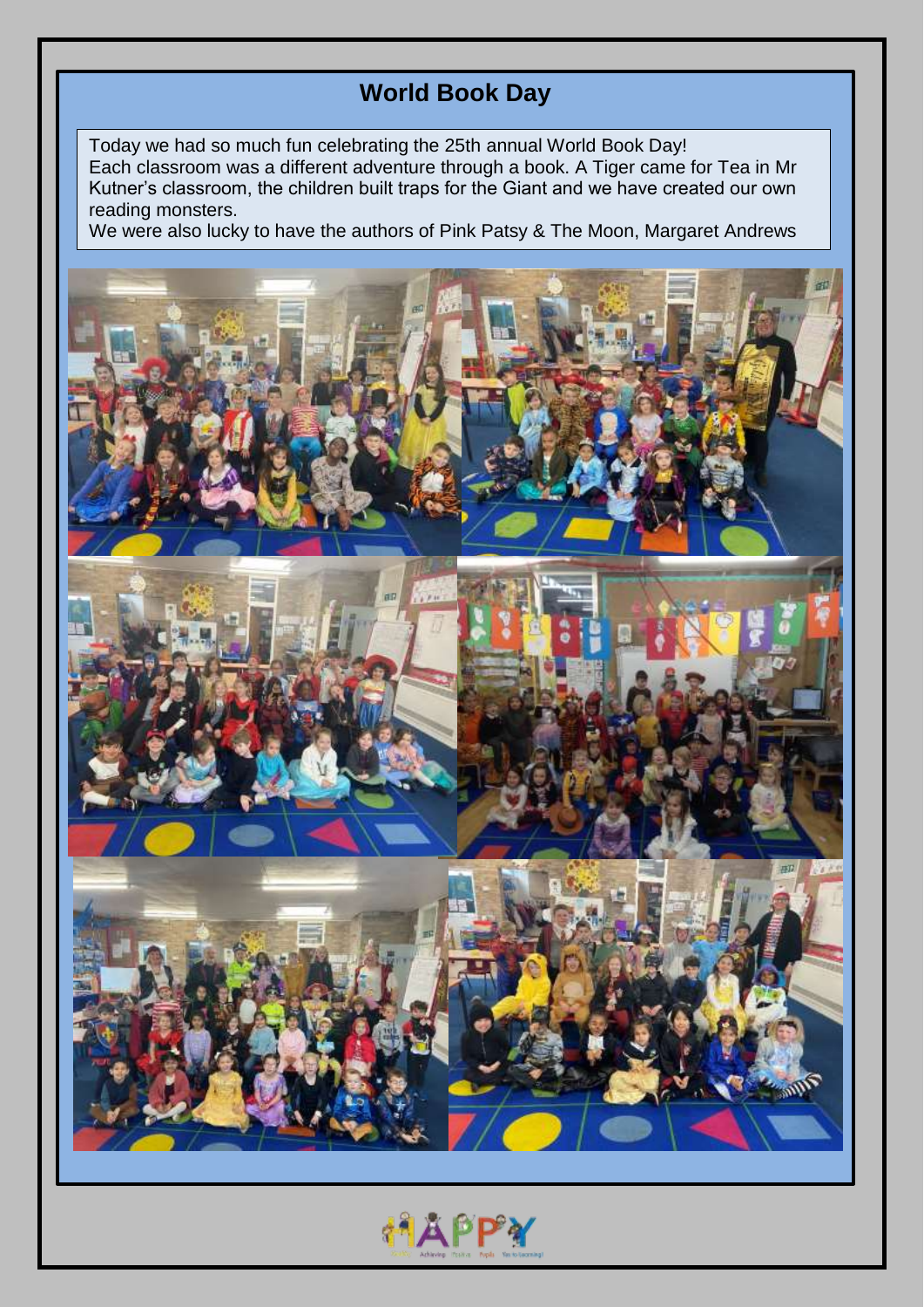# World Book Day

Today we had so much fun celebrating the 25th annual World Book Day!
Each classroom was a different adventure through a book. A Tiger came for Tea in Mr Kutner's classroom, the children built traps for the Giant and we have created our own reading monsters.
We were also lucky to have the authors of Pink Patsy & The Moon, Margaret Andrews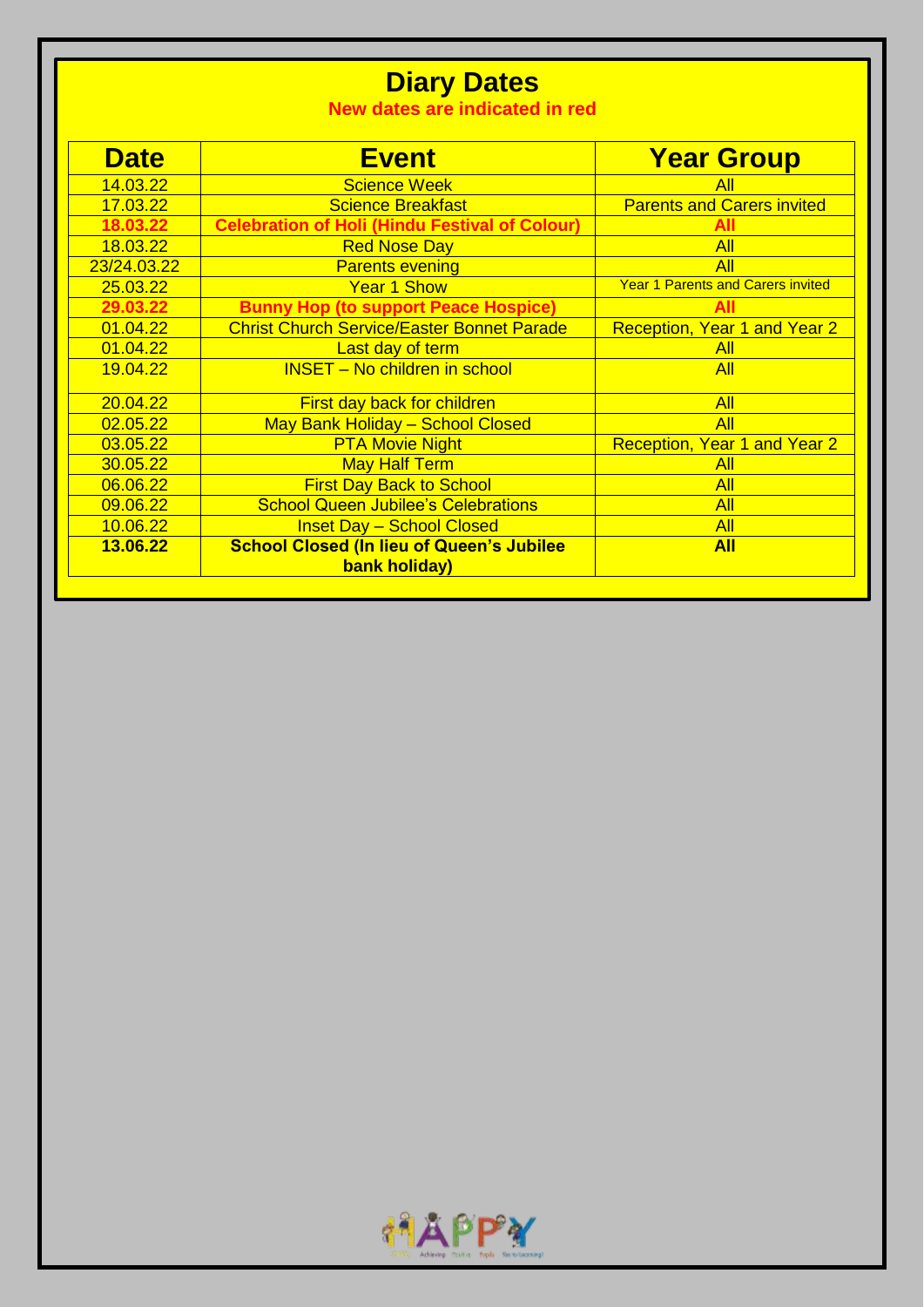# Diary Dates

**New dates are indicated in red**

| Date | Event | Year Group |
|---|---|---|
| 14.03.22 | Science Week | All |
| 17.03.22 | Science Breakfast | Parents and Carers invited |
| **18.03.22** | **Celebration of Holi (Hindu Festival of Colour)** | **All** |
| 18.03.22 | Red Nose Day | All |
| 23/24.03.22 | Parents evening | All |
| 25.03.22 | Year 1 Show | Year 1 Parents and Carers invited |
| **29.03.22** | **Bunny Hop (to support Peace Hospice)** | **All** |
| 01.04.22 | Christ Church Service/Easter Bonnet Parade | Reception, Year 1 and Year 2 |
| 01.04.22 | Last day of term | All |
| 19.04.22 | INSET – No children in school | All |
| 20.04.22 | First day back for children | All |
| 02.05.22 | May Bank Holiday – School Closed | All |
| 03.05.22 | PTA Movie Night | Reception, Year 1 and Year 2 |
| 30.05.22 | May Half Term | All |
| 06.06.22 | First Day Back to School | All |
| 09.06.22 | School Queen Jubilee's Celebrations | All |
| 10.06.22 | Inset Day – School Closed | All |
| **13.06.22** | **School Closed (In lieu of Queen's Jubilee bank holiday)** | **All** |